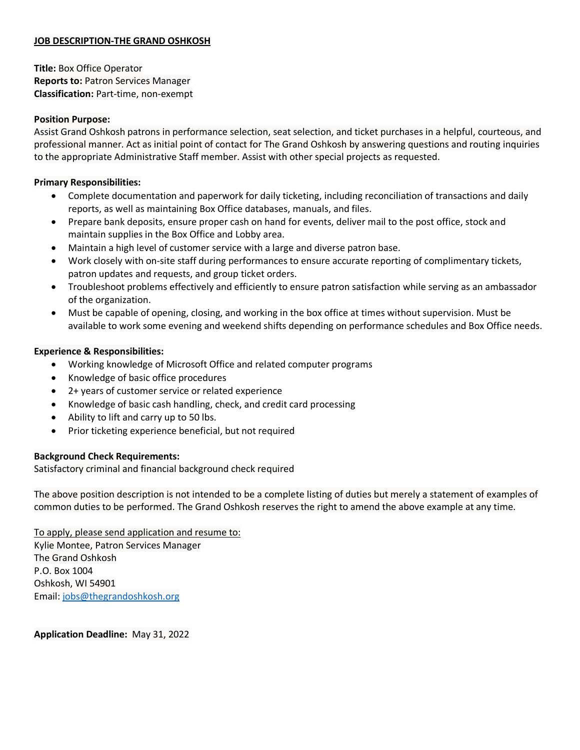**JOB DESCRIPTION-THE GRAND OSHKOSH**

**Title:** Box Office Operator
**Reports to:** Patron Services Manager
**Classification:** Part-time, non-exempt

**Position Purpose:**
Assist Grand Oshkosh patrons in performance selection, seat selection, and ticket purchases in a helpful, courteous, and professional manner. Act as initial point of contact for The Grand Oshkosh by answering questions and routing inquiries to the appropriate Administrative Staff member. Assist with other special projects as requested.

**Primary Responsibilities:**

- Complete documentation and paperwork for daily ticketing, including reconciliation of transactions and daily reports, as well as maintaining Box Office databases, manuals, and files.
- Prepare bank deposits, ensure proper cash on hand for events, deliver mail to the post office, stock and maintain supplies in the Box Office and Lobby area.
- Maintain a high level of customer service with a large and diverse patron base.
- Work closely with on-site staff during performances to ensure accurate reporting of complimentary tickets, patron updates and requests, and group ticket orders.
- Troubleshoot problems effectively and efficiently to ensure patron satisfaction while serving as an ambassador of the organization.
- Must be capable of opening, closing, and working in the box office at times without supervision. Must be available to work some evening and weekend shifts depending on performance schedules and Box Office needs.

**Experience & Responsibilities:**

- Working knowledge of Microsoft Office and related computer programs
- Knowledge of basic office procedures
- 2+ years of customer service or related experience
- Knowledge of basic cash handling, check, and credit card processing
- Ability to lift and carry up to 50 lbs.
- Prior ticketing experience beneficial, but not required

**Background Check Requirements:**
Satisfactory criminal and financial background check required

The above position description is not intended to be a complete listing of duties but merely a statement of examples of common duties to be performed. The Grand Oshkosh reserves the right to amend the above example at any time.

To apply, please send application and resume to:
Kylie Montee, Patron Services Manager
The Grand Oshkosh
P.O. Box 1004
Oshkosh, WI 54901
Email: jobs@thegrandoshkosh.org

**Application Deadline:** May 31, 2022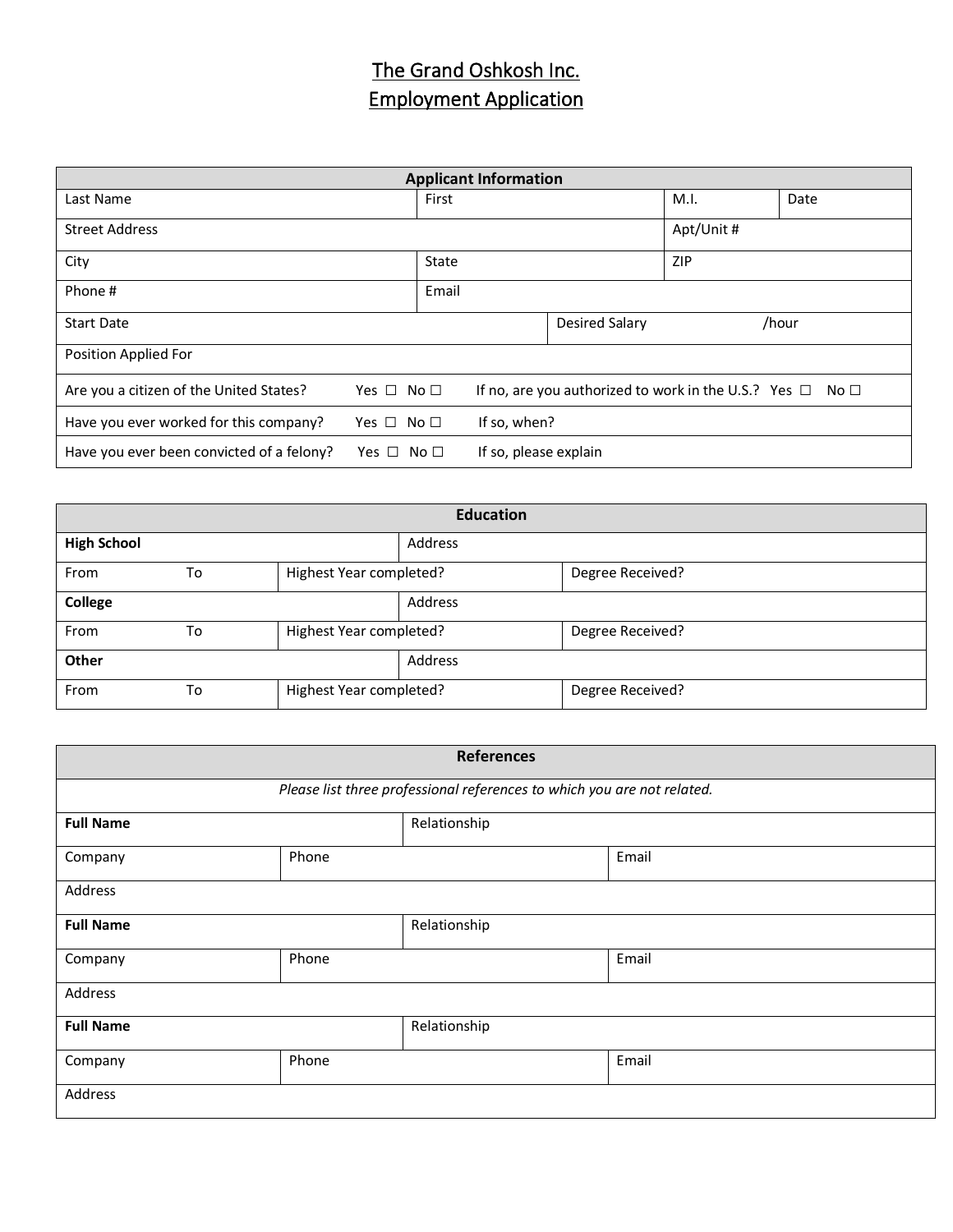# The Grand Oshkosh Inc.
# Employment Application

| Applicant Information | | | |
|---|---|---|---|
| Last Name | First | M.I. | Date |
| Street Address | | Apt/Unit # | |
| City | State | ZIP | |
| Phone # | Email | | |
| Start Date | | Desired Salary /hour | |
| Position Applied For | | | |
| Are you a citizen of the United States? Yes ☐ No ☐ | If no, are you authorized to work in the U.S.? Yes ☐ No ☐ | | |
| Have you ever worked for this company? Yes ☐ No ☐ | If so, when? | | |
| Have you ever been convicted of a felony? Yes ☐ No ☐ | If so, please explain | | |

| Education | | | |
|---|---|---|---|
| **High School** | | Address | |
| From | To | Highest Year completed? | Degree Received? |
| **College** | | Address | |
| From | To | Highest Year completed? | Degree Received? |
| **Other** | | Address | |
| From | To | Highest Year completed? | Degree Received? |

| References | | |
|---|---|---|
| *Please list three professional references to which you are not related.* | | |
| **Full Name** | Relationship | |
| Company | Phone | Email |
| Address | | |
| **Full Name** | Relationship | |
| Company | Phone | Email |
| Address | | |
| **Full Name** | Relationship | |
| Company | Phone | Email |
| Address | | |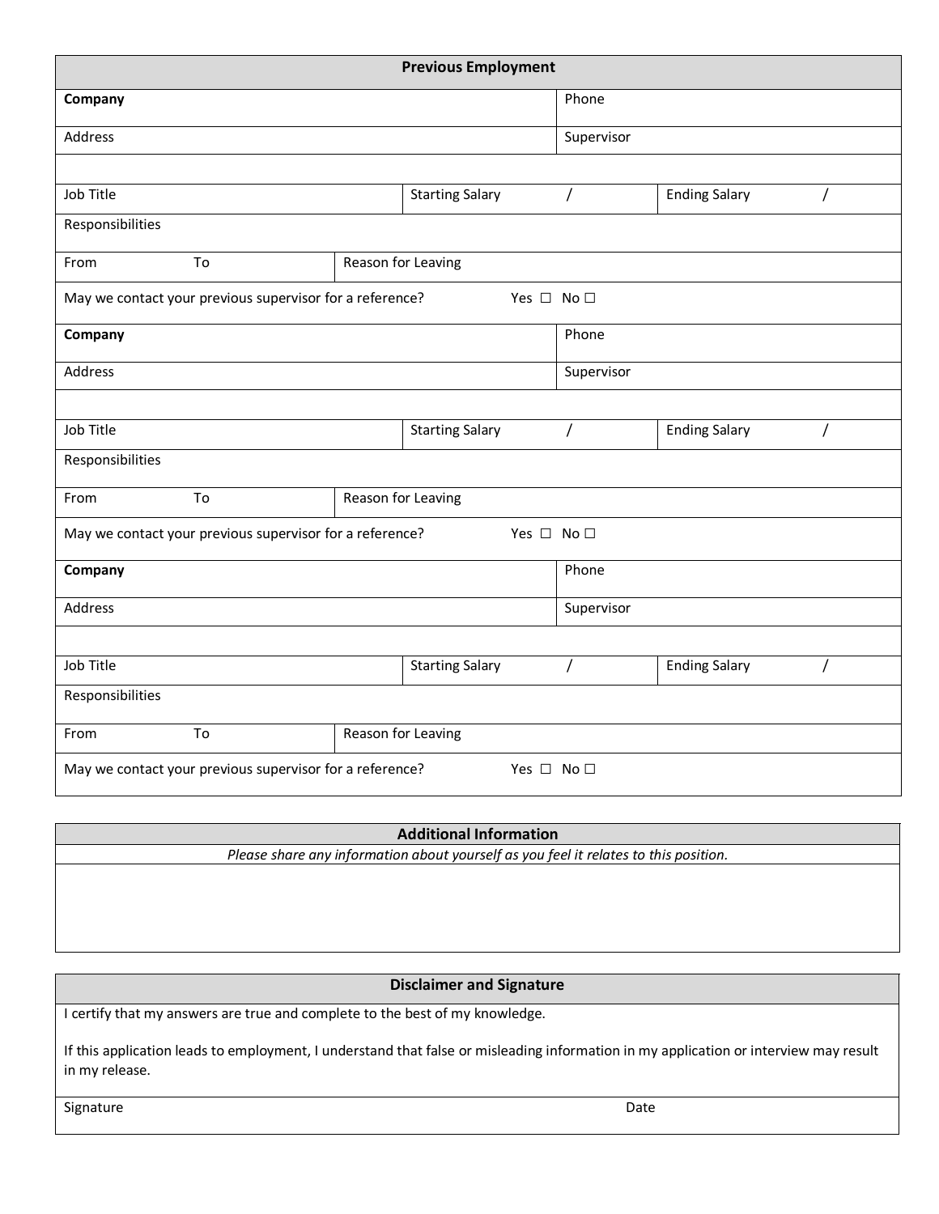## Previous Employment

| | | |
|---|---|---|
| **Company** | | Phone |
| Address | | Supervisor |
| | | |
| Job Title | Starting Salary / | Ending Salary / |
| Responsibilities | | |
| From To | Reason for Leaving | |
| May we contact your previous supervisor for a reference? Yes ☐ No ☐ | | |
| **Company** | | Phone |
| Address | | Supervisor |
| | | |
| Job Title | Starting Salary / | Ending Salary / |
| Responsibilities | | |
| From To | Reason for Leaving | |
| May we contact your previous supervisor for a reference? Yes ☐ No ☐ | | |
| **Company** | | Phone |
| Address | | Supervisor |
| | | |
| Job Title | Starting Salary / | Ending Salary / |
| Responsibilities | | |
| From To | Reason for Leaving | |
| May we contact your previous supervisor for a reference? Yes ☐ No ☐ | | |

## Additional Information

*Please share any information about yourself as you feel it relates to this position.*

## Disclaimer and Signature

I certify that my answers are true and complete to the best of my knowledge.

If this application leads to employment, I understand that false or misleading information in my application or interview may result in my release.

| | |
|---|---|
| Signature | Date |